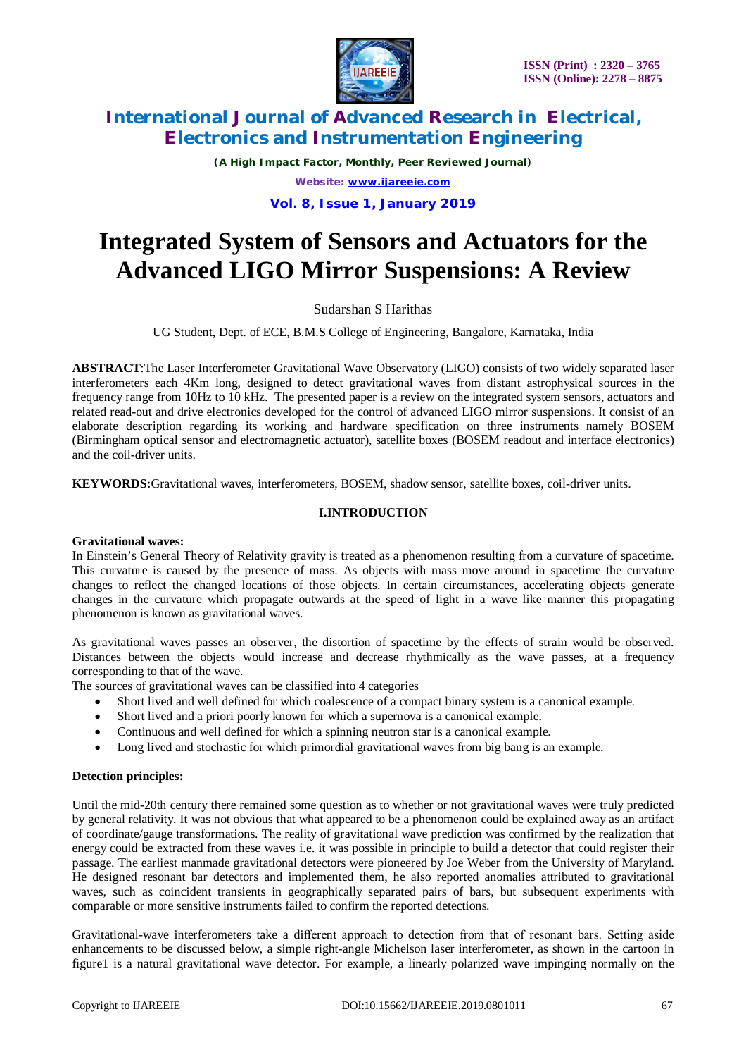# Integrated System of Sensors and Actuators for the Advanced LIGO Mirror Suspensions: A Review

Sudarshan S Harithas

UG Student, Dept. of ECE, B.M.S College of Engineering, Bangalore, Karnataka, India

**ABSTRACT**:The Laser Interferometer Gravitational Wave Observatory (LIGO) consists of two widely separated laser interferometers each 4Km long, designed to detect gravitational waves from distant astrophysical sources in the frequency range from 10Hz to 10 kHz. The presented paper is a review on the integrated system sensors, actuators and related read-out and drive electronics developed for the control of advanced LIGO mirror suspensions. It consist of an elaborate description regarding its working and hardware specification on three instruments namely BOSEM (Birmingham optical sensor and electromagnetic actuator), satellite boxes (BOSEM readout and interface electronics) and the coil-driver units.

**KEYWORDS:**Gravitational waves, interferometers, BOSEM, shadow sensor, satellite boxes, coil-driver units.

## I.INTRODUCTION

**Gravitational waves:**

In Einstein's General Theory of Relativity gravity is treated as a phenomenon resulting from a curvature of spacetime. This curvature is caused by the presence of mass. As objects with mass move around in spacetime the curvature changes to reflect the changed locations of those objects. In certain circumstances, accelerating objects generate changes in the curvature which propagate outwards at the speed of light in a wave like manner this propagating phenomenon is known as gravitational waves.

As gravitational waves passes an observer, the distortion of spacetime by the effects of strain would be observed. Distances between the objects would increase and decrease rhythmically as the wave passes, at a frequency corresponding to that of the wave.

The sources of gravitational waves can be classified into 4 categories

- Short lived and well defined for which coalescence of a compact binary system is a canonical example.
- Short lived and a priori poorly known for which a supernova is a canonical example.
- Continuous and well defined for which a spinning neutron star is a canonical example.
- Long lived and stochastic for which primordial gravitational waves from big bang is an example.

**Detection principles:**

Until the mid-20th century there remained some question as to whether or not gravitational waves were truly predicted by general relativity. It was not obvious that what appeared to be a phenomenon could be explained away as an artifact of coordinate/gauge transformations. The reality of gravitational wave prediction was confirmed by the realization that energy could be extracted from these waves i.e. it was possible in principle to build a detector that could register their passage. The earliest manmade gravitational detectors were pioneered by Joe Weber from the University of Maryland. He designed resonant bar detectors and implemented them, he also reported anomalies attributed to gravitational waves, such as coincident transients in geographically separated pairs of bars, but subsequent experiments with comparable or more sensitive instruments failed to confirm the reported detections.

Gravitational-wave interferometers take a different approach to detection from that of resonant bars. Setting aside enhancements to be discussed below, a simple right-angle Michelson laser interferometer, as shown in the cartoon in figure1 is a natural gravitational wave detector. For example, a linearly polarized wave impinging normally on the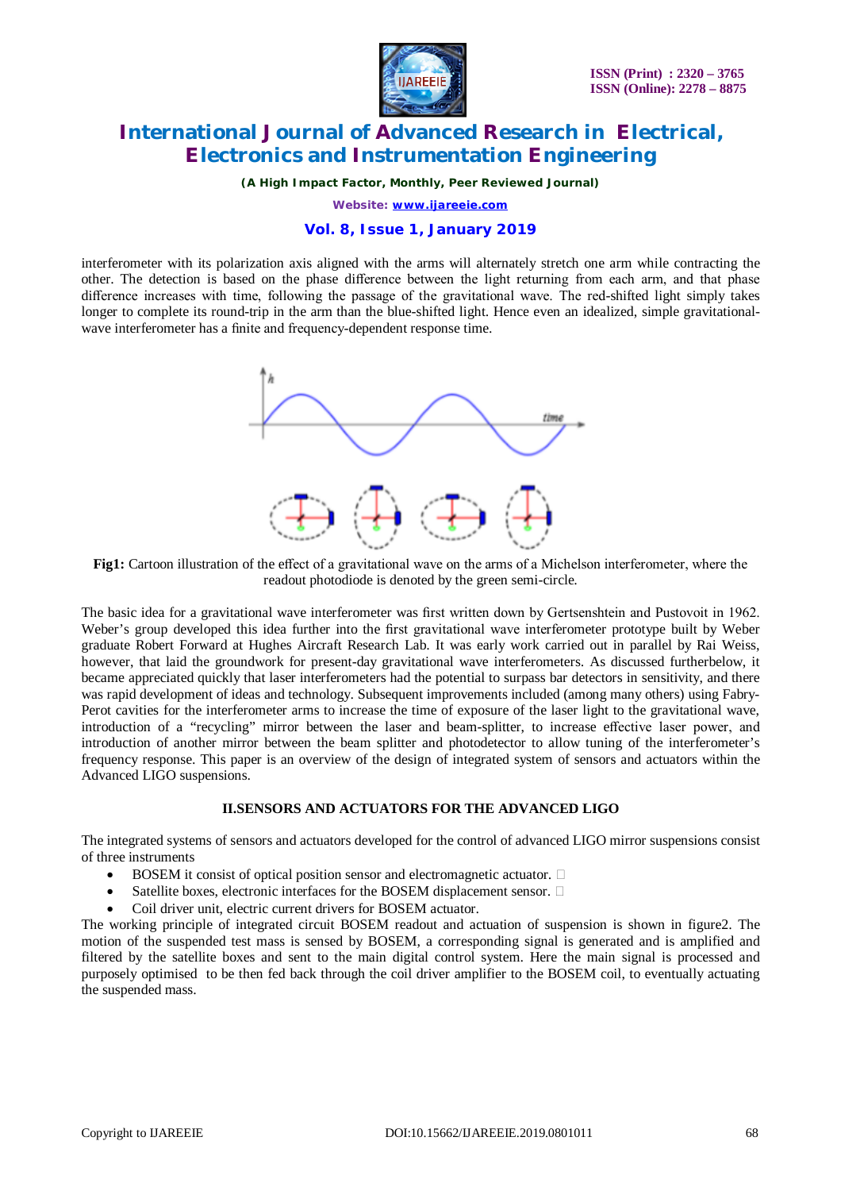interferometer with its polarization axis aligned with the arms will alternately stretch one arm while contracting the other. The detection is based on the phase difference between the light returning from each arm, and that phase difference increases with time, following the passage of the gravitational wave. The red-shifted light simply takes longer to complete its round-trip in the arm than the blue-shifted light. Hence even an idealized, simple gravitational-wave interferometer has a finite and frequency-dependent response time.

**Fig1:** Cartoon illustration of the effect of a gravitational wave on the arms of a Michelson interferometer, where the readout photodiode is denoted by the green semi-circle.

The basic idea for a gravitational wave interferometer was first written down by Gertsenshtein and Pustovoit in 1962. Weber's group developed this idea further into the first gravitational wave interferometer prototype built by Weber graduate Robert Forward at Hughes Aircraft Research Lab. It was early work carried out in parallel by Rai Weiss, however, that laid the groundwork for present-day gravitational wave interferometers. As discussed furtherbelow, it became appreciated quickly that laser interferometers had the potential to surpass bar detectors in sensitivity, and there was rapid development of ideas and technology. Subsequent improvements included (among many others) using Fabry-Perot cavities for the interferometer arms to increase the time of exposure of the laser light to the gravitational wave, introduction of a "recycling" mirror between the laser and beam-splitter, to increase effective laser power, and introduction of another mirror between the beam splitter and photodetector to allow tuning of the interferometer's frequency response. This paper is an overview of the design of integrated system of sensors and actuators within the Advanced LIGO suspensions.

## II.SENSORS AND ACTUATORS FOR THE ADVANCED LIGO

The integrated systems of sensors and actuators developed for the control of advanced LIGO mirror suspensions consist of three instruments

- BOSEM it consist of optical position sensor and electromagnetic actuator.
- Satellite boxes, electronic interfaces for the BOSEM displacement sensor.
- Coil driver unit, electric current drivers for BOSEM actuator.

The working principle of integrated circuit BOSEM readout and actuation of suspension is shown in figure2. The motion of the suspended test mass is sensed by BOSEM, a corresponding signal is generated and is amplified and filtered by the satellite boxes and sent to the main digital control system. Here the main signal is processed and purposely optimised to be then fed back through the coil driver amplifier to the BOSEM coil, to eventually actuating the suspended mass.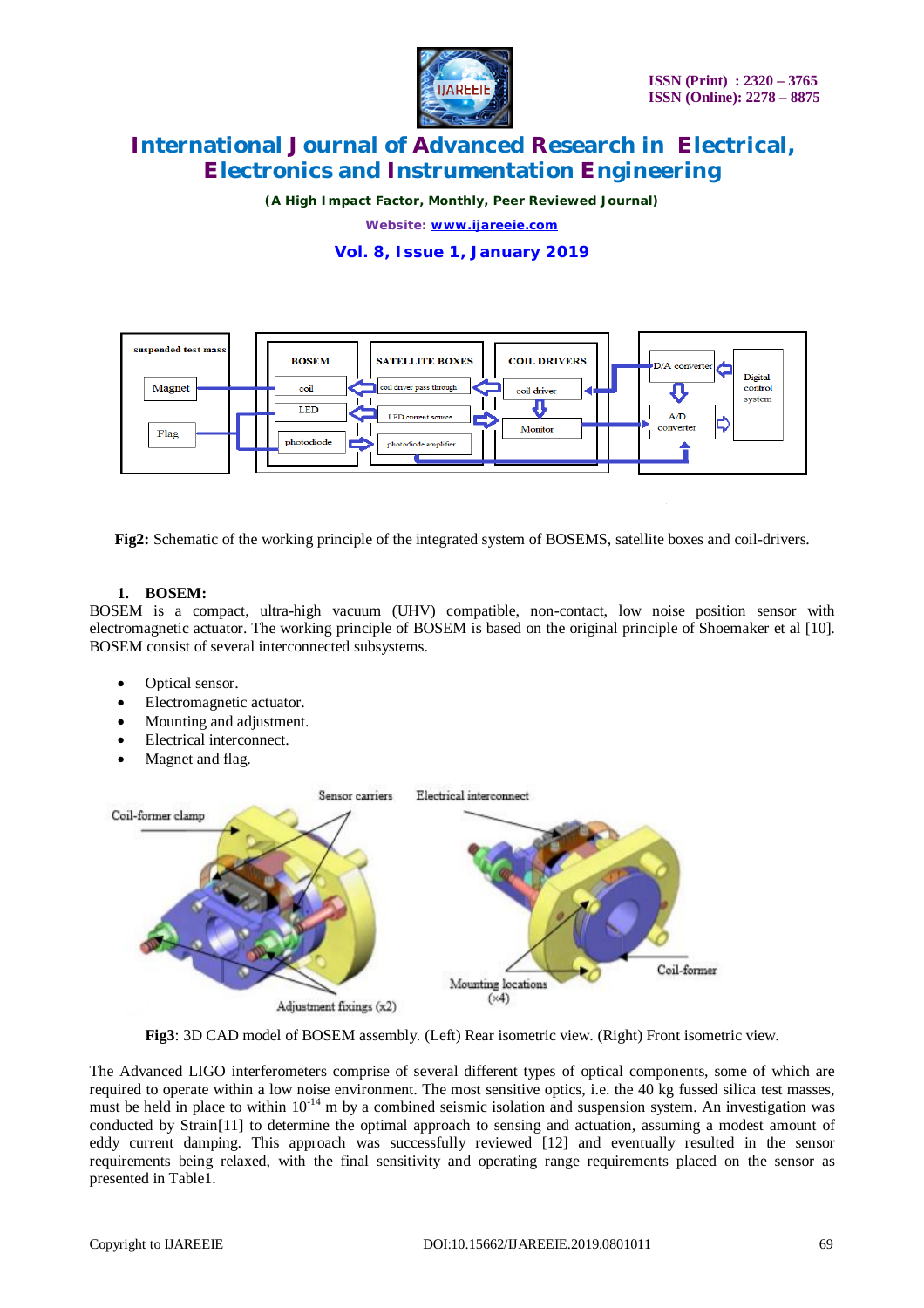Fig2: Schematic of the working principle of the integrated system of BOSEMS, satellite boxes and coil-drivers.

## 1. BOSEM:

BOSEM is a compact, ultra-high vacuum (UHV) compatible, non-contact, low noise position sensor with electromagnetic actuator. The working principle of BOSEM is based on the original principle of Shoemaker et al [10]. BOSEM consist of several interconnected subsystems.

- Optical sensor.
- Electromagnetic actuator.
- Mounting and adjustment.
- Electrical interconnect.
- Magnet and flag.

**Fig3**: 3D CAD model of BOSEM assembly. (Left) Rear isometric view. (Right) Front isometric view.

The Advanced LIGO interferometers comprise of several different types of optical components, some of which are required to operate within a low noise environment. The most sensitive optics, i.e. the 40 kg fussed silica test masses, must be held in place to within $10^{-14}$ m by a combined seismic isolation and suspension system. An investigation was conducted by Strain[11] to determine the optimal approach to sensing and actuation, assuming a modest amount of eddy current damping. This approach was successfully reviewed [12] and eventually resulted in the sensor requirements being relaxed, with the final sensitivity and operating range requirements placed on the sensor as presented in Table1.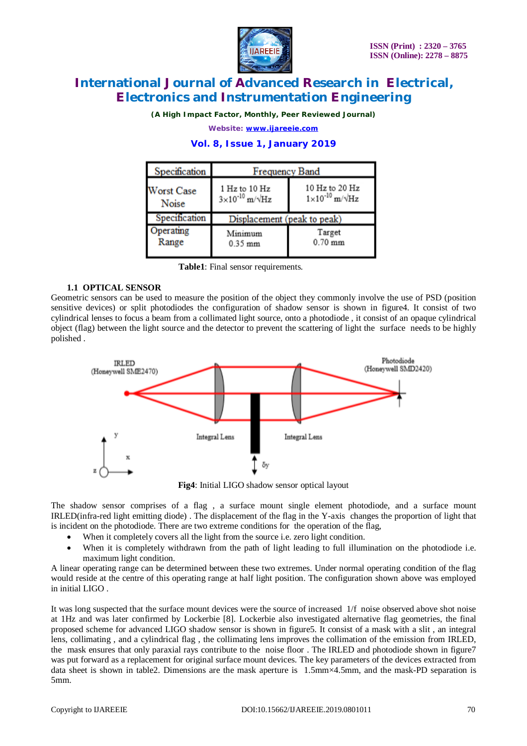| Specification | Frequency Band | |
|---|---|---|
| Worst Case Noise | 1 Hz to 10 Hz $3\times10^{-10}$ m/√Hz | 10 Hz to 20 Hz $1\times10^{-10}$ m/√Hz |
| Specification | Displacement (peak to peak) | |
| Operating Range | Minimum 0.35 mm | Target 0.70 mm |

**Table1**: Final sensor requirements.

### 1.1 OPTICAL SENSOR

Geometric sensors can be used to measure the position of the object they commonly involve the use of PSD (position sensitive devices) or split photodiodes the configuration of shadow sensor is shown in figure4. It consist of two cylindrical lenses to focus a beam from a collimated light source, onto a photodiode , it consist of an opaque cylindrical object (flag) between the light source and the detector to prevent the scattering of light the surface needs to be highly polished .

**Fig4**: Initial LIGO shadow sensor optical layout

The shadow sensor comprises of a flag , a surface mount single element photodiode, and a surface mount IRLED(infra-red light emitting diode) . The displacement of the flag in the Y-axis changes the proportion of light that is incident on the photodiode. There are two extreme conditions for the operation of the flag,

- When it completely covers all the light from the source i.e. zero light condition.
- When it is completely withdrawn from the path of light leading to full illumination on the photodiode i.e. maximum light condition.

A linear operating range can be determined between these two extremes. Under normal operating condition of the flag would reside at the centre of this operating range at half light position. The configuration shown above was employed in initial LIGO .

It was long suspected that the surface mount devices were the source of increased 1/f noise observed above shot noise at 1Hz and was later confirmed by Lockerbie [8]. Lockerbie also investigated alternative flag geometries, the final proposed scheme for advanced LIGO shadow sensor is shown in figure5. It consist of a mask with a slit , an integral lens, collimating , and a cylindrical flag , the collimating lens improves the collimation of the emission from IRLED, the mask ensures that only paraxial rays contribute to the noise floor . The IRLED and photodiode shown in figure7 was put forward as a replacement for original surface mount devices. The key parameters of the devices extracted from data sheet is shown in table2. Dimensions are the mask aperture is 1.5mm×4.5mm, and the mask-PD separation is 5mm.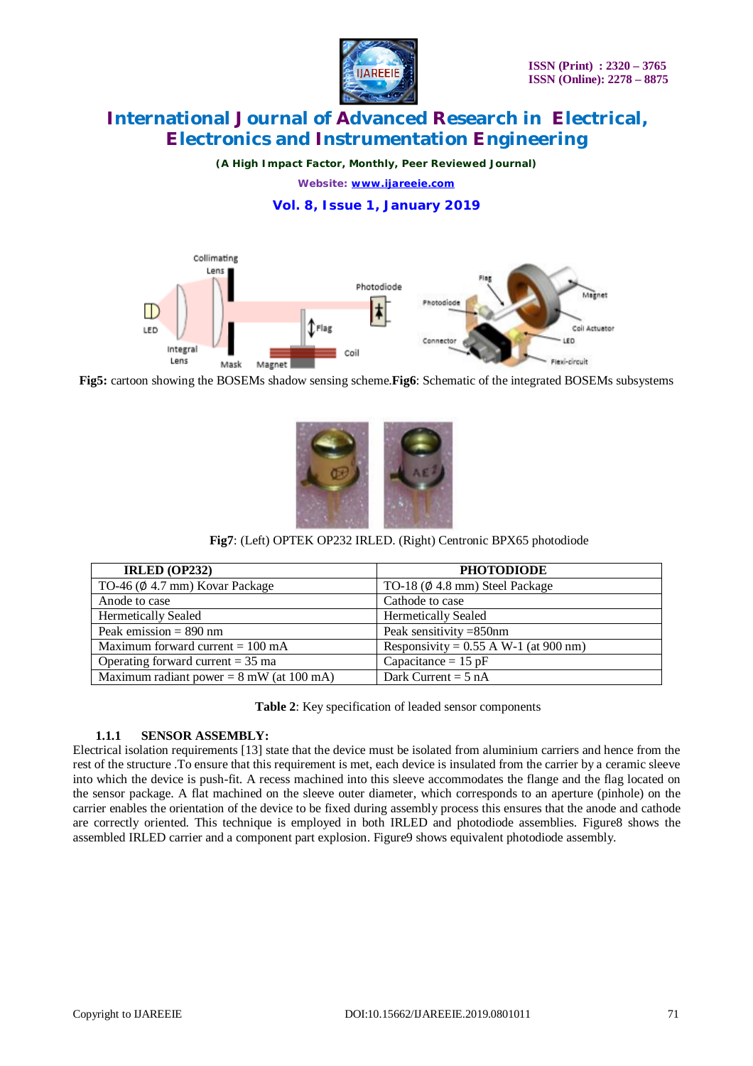**Fig5:** cartoon showing the BOSEMs shadow sensing scheme.**Fig6**: Schematic of the integrated BOSEMs subsystems

**Fig7**: (Left) OPTEK OP232 IRLED. (Right) Centronic BPX65 photodiode

| IRLED (OP232) | PHOTODIODE |
|---|---|
| TO-46 (Ø 4.7 mm) Kovar Package | TO-18 (Ø 4.8 mm) Steel Package |
| Anode to case | Cathode to case |
| Hermetically Sealed | Hermetically Sealed |
| Peak emission = 890 nm | Peak sensitivity =850nm |
| Maximum forward current = 100 mA | Responsivity = 0.55 A W-1 (at 900 nm) |
| Operating forward current = 35 ma | Capacitance = 15 pF |
| Maximum radiant power = 8 mW (at 100 mA) | Dark Current = 5 nA |

**Table 2**: Key specification of leaded sensor components

### 1.1.1 SENSOR ASSEMBLY:

Electrical isolation requirements [13] state that the device must be isolated from aluminium carriers and hence from the rest of the structure .To ensure that this requirement is met, each device is insulated from the carrier by a ceramic sleeve into which the device is push-fit. A recess machined into this sleeve accommodates the flange and the flag located on the sensor package. A flat machined on the sleeve outer diameter, which corresponds to an aperture (pinhole) on the carrier enables the orientation of the device to be fixed during assembly process this ensures that the anode and cathode are correctly oriented. This technique is employed in both IRLED and photodiode assemblies. Figure8 shows the assembled IRLED carrier and a component part explosion. Figure9 shows equivalent photodiode assembly.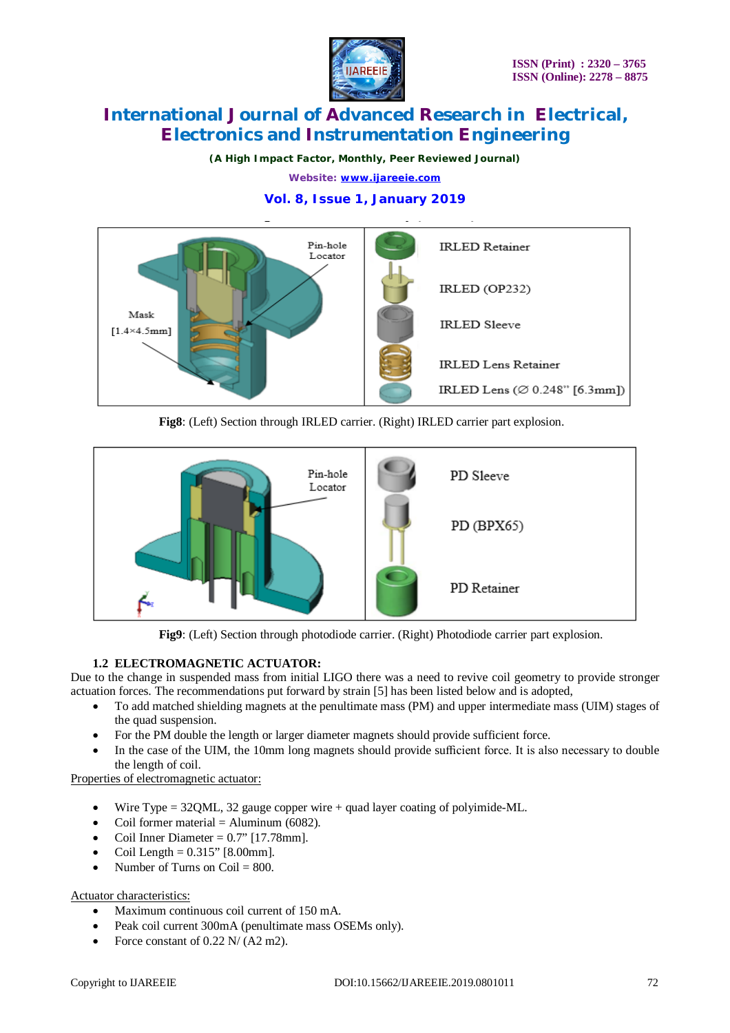Fig8: (Left) Section through IRLED carrier. (Right) IRLED carrier part explosion.

Fig9: (Left) Section through photodiode carrier. (Right) Photodiode carrier part explosion.

### 1.2 ELECTROMAGNETIC ACTUATOR:

Due to the change in suspended mass from initial LIGO there was a need to revive coil geometry to provide stronger actuation forces. The recommendations put forward by strain [5] has been listed below and is adopted,

- To add matched shielding magnets at the penultimate mass (PM) and upper intermediate mass (UIM) stages of the quad suspension.
- For the PM double the length or larger diameter magnets should provide sufficient force.
- In the case of the UIM, the 10mm long magnets should provide sufficient force. It is also necessary to double the length of coil.

Properties of electromagnetic actuator:

- Wire Type = 32QML, 32 gauge copper wire + quad layer coating of polyimide-ML.
- Coil former material = Aluminum (6082).
- Coil Inner Diameter = 0.7" [17.78mm].
- Coil Length = 0.315" [8.00mm].
- Number of Turns on Coil = 800.

Actuator characteristics:

- Maximum continuous coil current of 150 mA.
- Peak coil current 300mA (penultimate mass OSEMs only).
- Force constant of 0.22 N/ (A2 m2).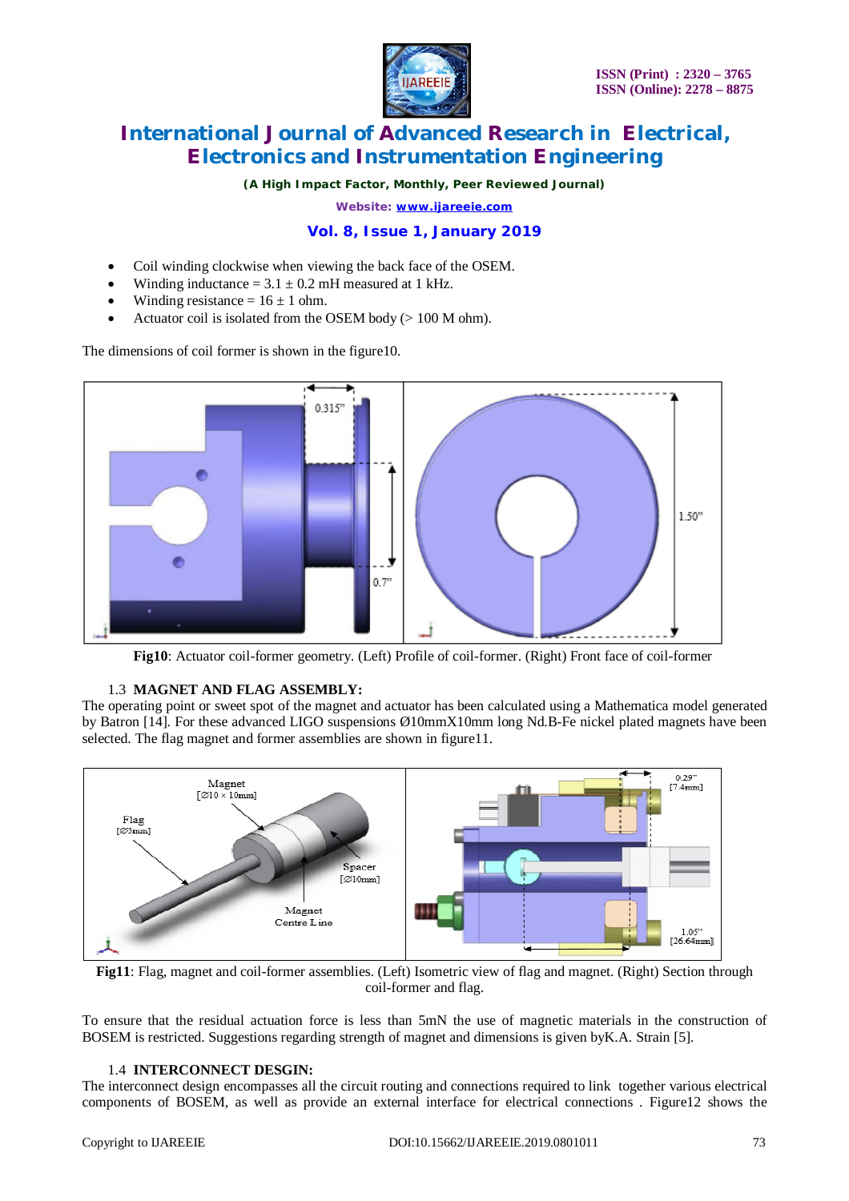- Coil winding clockwise when viewing the back face of the OSEM.
- Winding inductance = 3.1 ± 0.2 mH measured at 1 kHz.
- Winding resistance = 16 ± 1 ohm.
- Actuator coil is isolated from the OSEM body (> 100 M ohm).

The dimensions of coil former is shown in the figure10.

**Fig10**: Actuator coil-former geometry. (Left) Profile of coil-former. (Right) Front face of coil-former

### 1.3 MAGNET AND FLAG ASSEMBLY:

The operating point or sweet spot of the magnet and actuator has been calculated using a Mathematica model generated by Batron [14]. For these advanced LIGO suspensions Ø10mmX10mm long Nd.B-Fe nickel plated magnets have been selected. The flag magnet and former assemblies are shown in figure11.

**Fig11**: Flag, magnet and coil-former assemblies. (Left) Isometric view of flag and magnet. (Right) Section through coil-former and flag.

To ensure that the residual actuation force is less than 5mN the use of magnetic materials in the construction of BOSEM is restricted. Suggestions regarding strength of magnet and dimensions is given byK.A. Strain [5].

### 1.4 INTERCONNECT DESGIN:

The interconnect design encompasses all the circuit routing and connections required to link together various electrical components of BOSEM, as well as provide an external interface for electrical connections . Figure12 shows the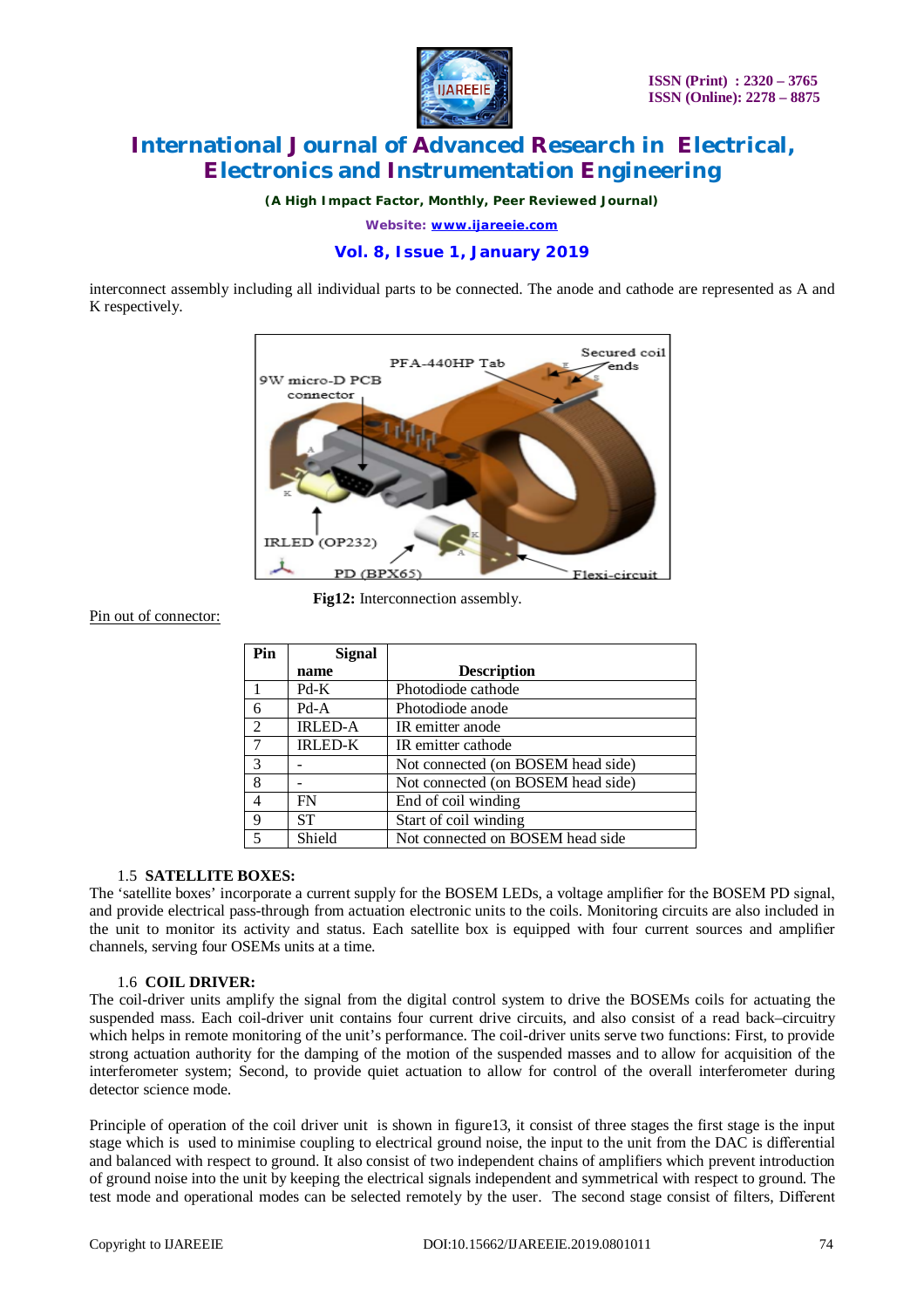interconnect assembly including all individual parts to be connected. The anode and cathode are represented as A and K respectively.

**Fig12:** Interconnection assembly.

Pin out of connector:

| Pin | Signal name | Description |
|---|---|---|
| 1 | Pd-K | Photodiode cathode |
| 6 | Pd-A | Photodiode anode |
| 2 | IRLED-A | IR emitter anode |
| 7 | IRLED-K | IR emitter cathode |
| 3 | - | Not connected (on BOSEM head side) |
| 8 | - | Not connected (on BOSEM head side) |
| 4 | FN | End of coil winding |
| 9 | ST | Start of coil winding |
| 5 | Shield | Not connected on BOSEM head side |

### 1.5 SATELLITE BOXES:

The 'satellite boxes' incorporate a current supply for the BOSEM LEDs, a voltage amplifier for the BOSEM PD signal, and provide electrical pass-through from actuation electronic units to the coils. Monitoring circuits are also included in the unit to monitor its activity and status. Each satellite box is equipped with four current sources and amplifier channels, serving four OSEMs units at a time.

### 1.6 COIL DRIVER:

The coil-driver units amplify the signal from the digital control system to drive the BOSEMs coils for actuating the suspended mass. Each coil-driver unit contains four current drive circuits, and also consist of a read back–circuitry which helps in remote monitoring of the unit's performance. The coil-driver units serve two functions: First, to provide strong actuation authority for the damping of the motion of the suspended masses and to allow for acquisition of the interferometer system; Second, to provide quiet actuation to allow for control of the overall interferometer during detector science mode.

Principle of operation of the coil driver unit is shown in figure13, it consist of three stages the first stage is the input stage which is used to minimise coupling to electrical ground noise, the input to the unit from the DAC is differential and balanced with respect to ground. It also consist of two independent chains of amplifiers which prevent introduction of ground noise into the unit by keeping the electrical signals independent and symmetrical with respect to ground. The test mode and operational modes can be selected remotely by the user. The second stage consist of filters, Different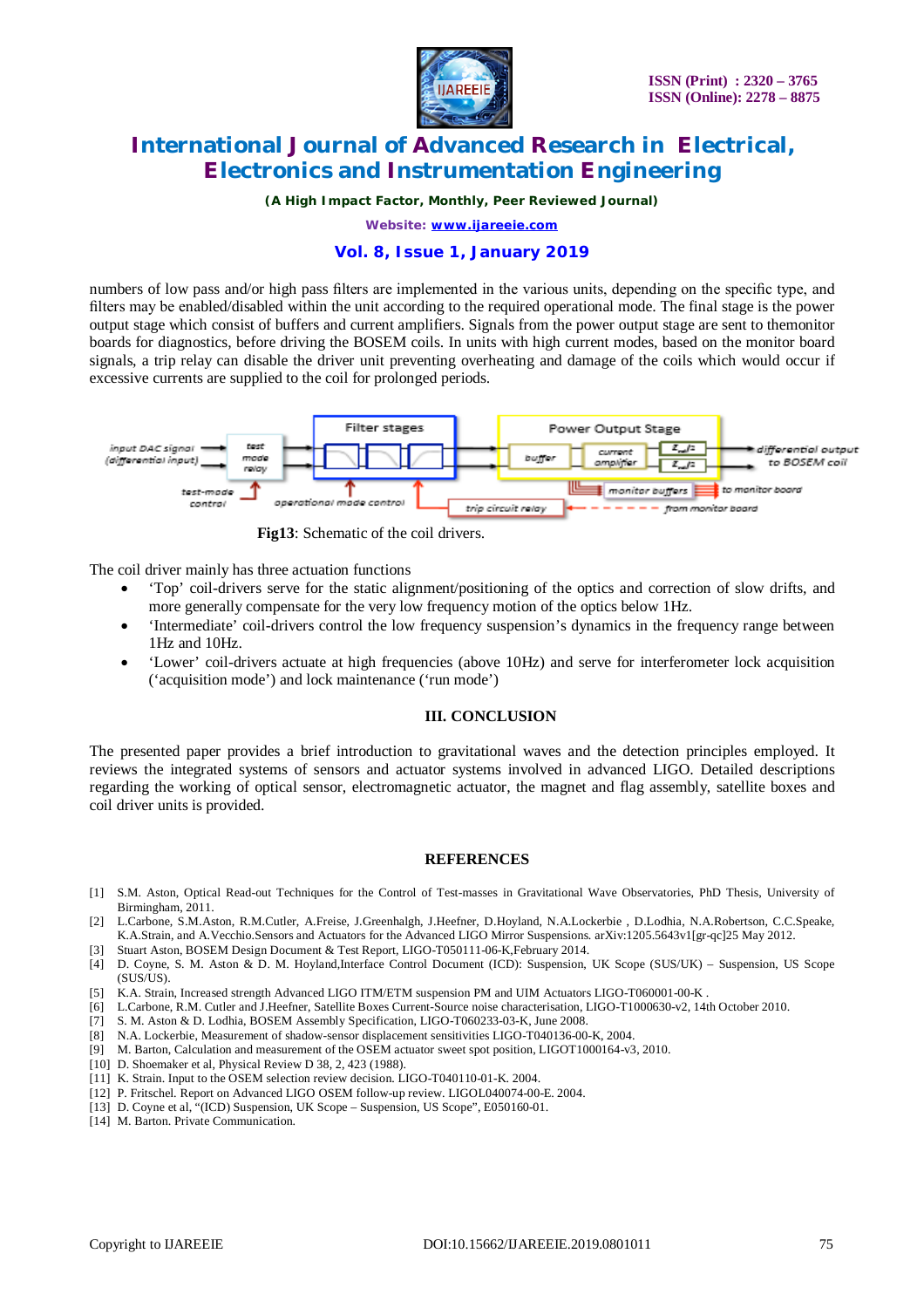numbers of low pass and/or high pass filters are implemented in the various units, depending on the specific type, and filters may be enabled/disabled within the unit according to the required operational mode. The final stage is the power output stage which consist of buffers and current amplifiers. Signals from the power output stage are sent to themonitor boards for diagnostics, before driving the BOSEM coils. In units with high current modes, based on the monitor board signals, a trip relay can disable the driver unit preventing overheating and damage of the coils which would occur if excessive currents are supplied to the coil for prolonged periods.

input DAC signal (differential input)
test mode relay
test-mode control
Filter stages
operational mode control
Power Output Stage
buffer
current amplifier
monitor buffers
trip circuit relay
differential output to BOSEM coil
to monitor board
from monitor board

**Fig13**: Schematic of the coil drivers.

The coil driver mainly has three actuation functions

- 'Top' coil-drivers serve for the static alignment/positioning of the optics and correction of slow drifts, and more generally compensate for the very low frequency motion of the optics below 1Hz.
- 'Intermediate' coil-drivers control the low frequency suspension's dynamics in the frequency range between 1Hz and 10Hz.
- 'Lower' coil-drivers actuate at high frequencies (above 10Hz) and serve for interferometer lock acquisition ('acquisition mode') and lock maintenance ('run mode')

## III. CONCLUSION

The presented paper provides a brief introduction to gravitational waves and the detection principles employed. It reviews the integrated systems of sensors and actuator systems involved in advanced LIGO. Detailed descriptions regarding the working of optical sensor, electromagnetic actuator, the magnet and flag assembly, satellite boxes and coil driver units is provided.

## REFERENCES

[1] S.M. Aston, Optical Read-out Techniques for the Control of Test-masses in Gravitational Wave Observatories, PhD Thesis, University of Birmingham, 2011.
[2] L.Carbone, S.M.Aston, R.M.Cutler, A.Freise, J.Greenhalgh, J.Heefner, D.Hoyland, N.A.Lockerbie , D.Lodhia, N.A.Robertson, C.C.Speake, K.A.Strain, and A.Vecchio.Sensors and Actuators for the Advanced LIGO Mirror Suspensions. arXiv:1205.5643v1[gr-qc]25 May 2012.
[3] Stuart Aston, BOSEM Design Document & Test Report, LIGO-T050111-06-K,February 2014.
[4] D. Coyne, S. M. Aston & D. M. Hoyland,Interface Control Document (ICD): Suspension, UK Scope (SUS/UK) – Suspension, US Scope (SUS/US).
[5] K.A. Strain, Increased strength Advanced LIGO ITM/ETM suspension PM and UIM Actuators LIGO-T060001-00-K .
[6] L.Carbone, R.M. Cutler and J.Heefner, Satellite Boxes Current-Source noise characterisation, LIGO-T1000630-v2, 14th October 2010.
[7] S. M. Aston & D. Lodhia, BOSEM Assembly Specification, LIGO-T060233-03-K, June 2008.
[8] N.A. Lockerbie, Measurement of shadow-sensor displacement sensitivities LIGO-T040136-00-K, 2004.
[9] M. Barton, Calculation and measurement of the OSEM actuator sweet spot position, LIGOT1000164-v3, 2010.
[10] D. Shoemaker et al, Physical Review D 38, 2, 423 (1988).
[11] K. Strain. Input to the OSEM selection review decision. LIGO-T040110-01-K. 2004.
[12] P. Fritschel. Report on Advanced LIGO OSEM follow-up review. LIGOL040074-00-E. 2004.
[13] D. Coyne et al, "(ICD) Suspension, UK Scope – Suspension, US Scope", E050160-01.
[14] M. Barton. Private Communication.